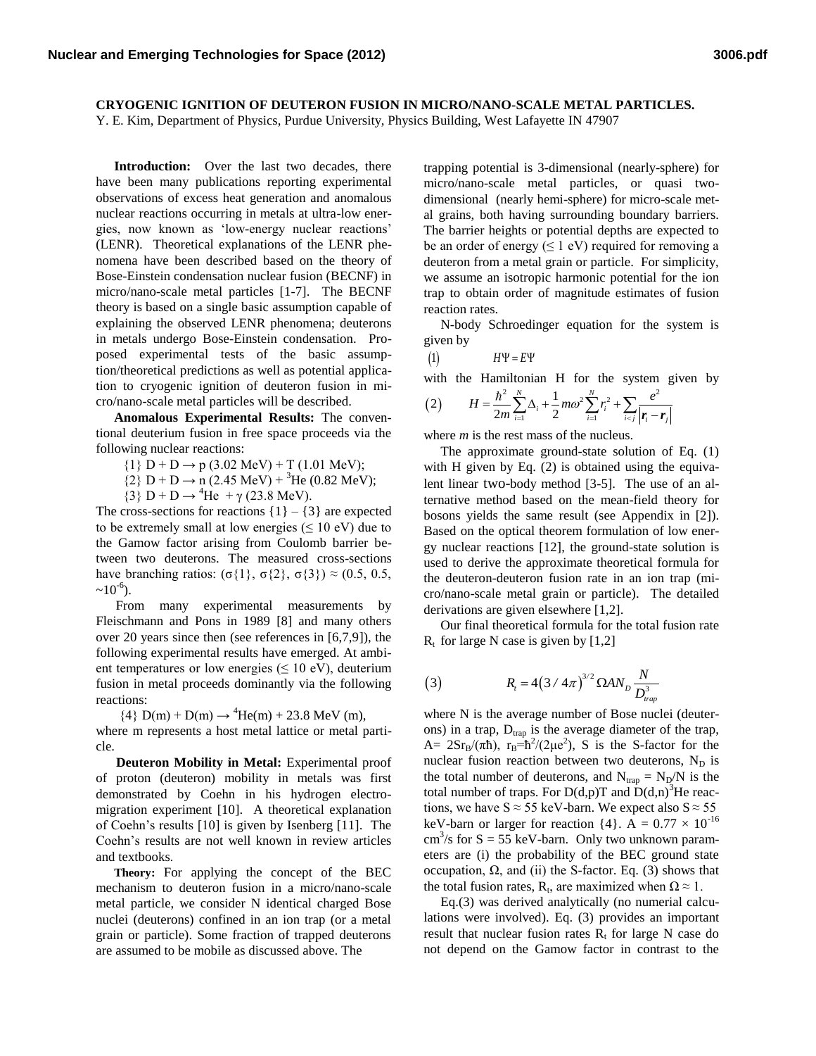**CRYOGENIC IGNITION OF DEUTERON FUSION IN MICRO/NANO-SCALE METAL PARTICLES.**
Y. E. Kim, Department of Physics, Purdue University, Physics Building, West Lafayette IN 47907

**Introduction:** Over the last two decades, there have been many publications reporting experimental observations of excess heat generation and anomalous nuclear reactions occurring in metals at ultra-low energies, now known as 'low-energy nuclear reactions' (LENR). Theoretical explanations of the LENR phenomena have been described based on the theory of Bose-Einstein condensation nuclear fusion (BECNF) in micro/nano-scale metal particles [1-7]. The BECNF theory is based on a single basic assumption capable of explaining the observed LENR phenomena; deuterons in metals undergo Bose-Einstein condensation. Proposed experimental tests of the basic assumption/theoretical predictions as well as potential application to cryogenic ignition of deuteron fusion in micro/nano-scale metal particles will be described.

**Anomalous Experimental Results:** The conventional deuterium fusion in free space proceeds via the following nuclear reactions:

{1} D + D → p (3.02 MeV) + T (1.01 MeV);

{2} D + D → n (2.45 MeV) + $^3$He (0.82 MeV);

{3} D + D → $^4$He + γ (23.8 MeV).

The cross-sections for reactions {1} – {3} are expected to be extremely small at low energies (≤ 10 eV) due to the Gamow factor arising from Coulomb barrier between two deuterons. The measured cross-sections have branching ratios: (σ{1}, σ{2}, σ{3}) ≈ (0.5, 0.5, ~$10^{-6}$).

From many experimental measurements by Fleischmann and Pons in 1989 [8] and many others over 20 years since then (see references in [6,7,9]), the following experimental results have emerged. At ambient temperatures or low energies (≤ 10 eV), deuterium fusion in metal proceeds dominantly via the following reactions:

{4} D(m) + D(m) → $^4$He(m) + 23.8 MeV (m),

where m represents a host metal lattice or metal particle.

**Deuteron Mobility in Metal:** Experimental proof of proton (deuteron) mobility in metals was first demonstrated by Coehn in his hydrogen electromigration experiment [10]. A theoretical explanation of Coehn's results [10] is given by Isenberg [11]. The Coehn's results are not well known in review articles and textbooks.

**Theory:** For applying the concept of the BEC mechanism to deuteron fusion in a micro/nano-scale metal particle, we consider N identical charged Bose nuclei (deuterons) confined in an ion trap (or a metal grain or particle). Some fraction of trapped deuterons are assumed to be mobile as discussed above. The trapping potential is 3-dimensional (nearly-sphere) for micro/nano-scale metal particles, or quasi two-dimensional (nearly hemi-sphere) for micro-scale metal grains, both having surrounding boundary barriers. The barrier heights or potential depths are expected to be an order of energy (≤ 1 eV) required for removing a deuteron from a metal grain or particle. For simplicity, we assume an isotropic harmonic potential for the ion trap to obtain order of magnitude estimates of fusion reaction rates.

N-body Schroedinger equation for the system is given by

$$(1) \qquad H\Psi = E\Psi$$

with the Hamiltonian H for the system given by

$$(2) \qquad H = \frac{\hbar^2}{2m}\sum_{i=1}^{N}\Delta_i + \frac{1}{2}m\omega^2\sum_{i=1}^{N}r_i^2 + \sum_{i<j}\frac{e^2}{\left|\boldsymbol{r}_i - \boldsymbol{r}_j\right|}$$

where $m$ is the rest mass of the nucleus.

The approximate ground-state solution of Eq. (1) with H given by Eq. (2) is obtained using the equivalent linear two-body method [3-5]. The use of an alternative method based on the mean-field theory for bosons yields the same result (see Appendix in [2]). Based on the optical theorem formulation of low energy nuclear reactions [12], the ground-state solution is used to derive the approximate theoretical formula for the deuteron-deuteron fusion rate in an ion trap (micro/nano-scale metal grain or particle). The detailed derivations are given elsewhere [1,2].

Our final theoretical formula for the total fusion rate $R_t$ for large N case is given by [1,2]

$$(3) \qquad R_t = 4\left(3/4\pi\right)^{3/2}\Omega A N_D \frac{N}{D_{trap}^3}$$

where N is the average number of Bose nuclei (deuterons) in a trap, $D_{trap}$ is the average diameter of the trap, $A = 2Sr_B/(\pi\hbar)$, $r_B = \hbar^2/(2\mu e^2)$, S is the S-factor for the nuclear fusion reaction between two deuterons, $N_D$ is the total number of deuterons, and $N_{trap} = N_D/N$ is the total number of traps. For D(d,p)T and D(d,n)$^3$He reactions, we have S ≈ 55 keV-barn. We expect also S ≈ 55 keV-barn or larger for reaction {4}. $A = 0.77 \times 10^{-16}$ cm$^3$/s for S = 55 keV-barn. Only two unknown parameters are (i) the probability of the BEC ground state occupation, Ω, and (ii) the S-factor. Eq. (3) shows that the total fusion rates, $R_t$, are maximized when Ω ≈ 1.

Eq.(3) was derived analytically (no numerial calculations were involved). Eq. (3) provides an important result that nuclear fusion rates $R_t$ for large N case do not depend on the Gamow factor in contrast to the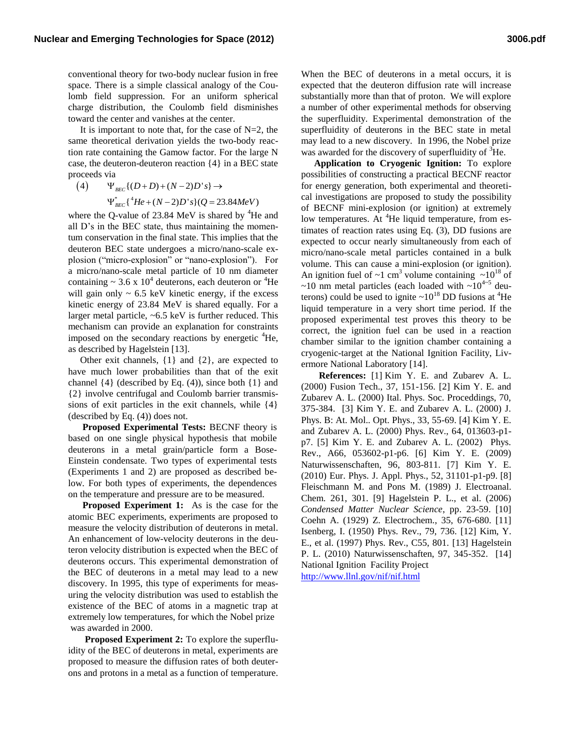conventional theory for two-body nuclear fusion in free space. There is a simple classical analogy of the Coulomb field suppression. For an uniform spherical charge distribution, the Coulomb field disminishes toward the center and vanishes at the center.

It is important to note that, for the case of N=2, the same theoretical derivation yields the two-body reaction rate containing the Gamow factor. For the large N case, the deuteron-deuteron reaction {4} in a BEC state proceeds via

$$(4) \quad \Psi_{BEC}\{(D+D)+(N-2)D's\} \rightarrow \Psi^{*}_{BEC}\{^{4}He+(N-2)D's\}(Q=23.84MeV)$$

where the Q-value of 23.84 MeV is shared by $^{4}$He and all D's in the BEC state, thus maintaining the momentum conservation in the final state. This implies that the deuteron BEC state undergoes a micro/nano-scale explosion ("micro-explosion" or "nano-explosion"). For a micro/nano-scale metal particle of 10 nm diameter containing ~ 3.6 x $10^4$ deuterons, each deuteron or $^{4}$He will gain only ~ 6.5 keV kinetic energy, if the excess kinetic energy of 23.84 MeV is shared equally. For a larger metal particle, ~6.5 keV is further reduced. This mechanism can provide an explanation for constraints imposed on the secondary reactions by energetic $^{4}$He, as described by Hagelstein [13].

Other exit channels, {1} and {2}, are expected to have much lower probabilities than that of the exit channel {4} (described by Eq. (4)), since both {1} and {2} involve centrifugal and Coulomb barrier transmissions of exit particles in the exit channels, while {4} (described by Eq. (4)) does not.

**Proposed Experimental Tests:** BECNF theory is based on one single physical hypothesis that mobile deuterons in a metal grain/particle form a Bose-Einstein condensate. Two types of experimental tests (Experiments 1 and 2) are proposed as described below. For both types of experiments, the dependences on the temperature and pressure are to be measured.

**Proposed Experiment 1:** As is the case for the atomic BEC experiments, experiments are proposed to measure the velocity distribution of deuterons in metal. An enhancement of low-velocity deuterons in the deuteron velocity distribution is expected when the BEC of deuterons occurs. This experimental demonstration of the BEC of deuterons in a metal may lead to a new discovery. In 1995, this type of experiments for measuring the velocity distribution was used to establish the existence of the BEC of atoms in a magnetic trap at extremely low temperatures, for which the Nobel prize was awarded in 2000.

**Proposed Experiment 2:** To explore the superfluidity of the BEC of deuterons in metal, experiments are proposed to measure the diffusion rates of both deuterons and protons in a metal as a function of temperature. When the BEC of deuterons in a metal occurs, it is expected that the deuteron diffusion rate will increase substantially more than that of proton. We will explore a number of other experimental methods for observing the superfluidity. Experimental demonstration of the superfluidity of deuterons in the BEC state in metal may lead to a new discovery. In 1996, the Nobel prize was awarded for the discovery of superfluidity of $^{3}$He.

**Application to Cryogenic Ignition:** To explore possibilities of constructing a practical BECNF reactor for energy generation, both experimental and theoretical investigations are proposed to study the possibility of BECNF mini-explosion (or ignition) at extremely low temperatures. At $^{4}$He liquid temperature, from estimates of reaction rates using Eq. (3), DD fusions are expected to occur nearly simultaneously from each of micro/nano-scale metal particles contained in a bulk volume. This can cause a mini-explosion (or ignition). An ignition fuel of ~1 cm$^3$ volume containing ~$10^{18}$ of ~10 nm metal particles (each loaded with ~$10^{4\sim5}$ deuterons) could be used to ignite ~$10^{18}$ DD fusions at $^{4}$He liquid temperature in a very short time period. If the proposed experimental test proves this theory to be correct, the ignition fuel can be used in a reaction chamber similar to the ignition chamber containing a cryogenic-target at the National Ignition Facility, Livermore National Laboratory [14].

**References:** [1] Kim Y. E. and Zubarev A. L. (2000) Fusion Tech., 37, 151-156. [2] Kim Y. E. and Zubarev A. L. (2000) Ital. Phys. Soc. Proceddings, 70, 375-384. [3] Kim Y. E. and Zubarev A. L. (2000) J. Phys. B: At. Mol.. Opt. Phys., 33, 55-69. [4] Kim Y. E. and Zubarev A. L. (2000) Phys. Rev., 64, 013603-p1-p7. [5] Kim Y. E. and Zubarev A. L. (2002) Phys. Rev., A66, 053602-p1-p6. [6] Kim Y. E. (2009) Naturwissenschaften, 96, 803-811. [7] Kim Y. E. (2010) Eur. Phys. J. Appl. Phys., 52, 31101-p1-p9. [8] Fleischmann M. and Pons M. (1989) J. Electroanal. Chem. 261, 301. [9] Hagelstein P. L., et al. (2006) *Condensed Matter Nuclear Science*, pp. 23-59. [10] Coehn A. (1929) Z. Electrochem., 35, 676-680. [11] Isenberg, I. (1950) Phys. Rev., 79, 736. [12] Kim, Y. E., et al. (1997) Phys. Rev., C55, 801. [13] Hagelstein P. L. (2010) Naturwissenschaften, 97, 345-352. [14] National Ignition Facility Project http://www.llnl.gov/nif/nif.html